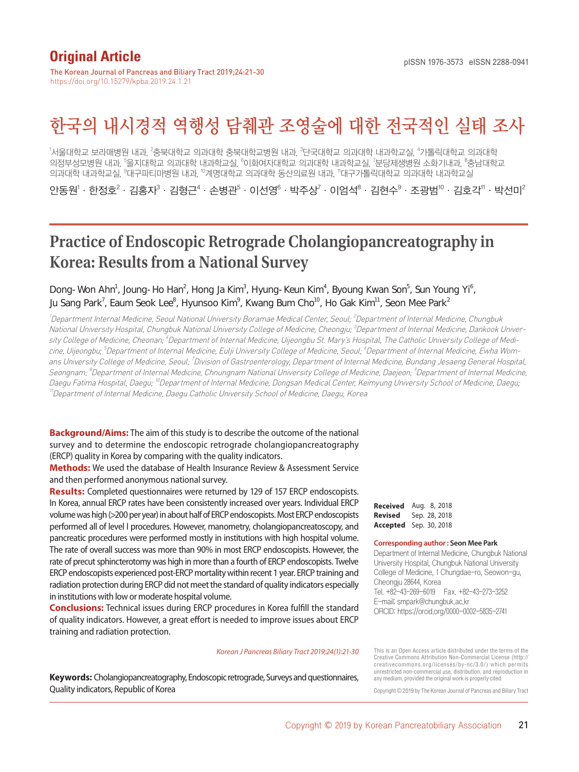# Original Article

# 한국의 내시경적 역행성 담췌관 조영술에 대한 전국적인 실태 조사

[1]서울대학교 보라매병원 내과, [2]충북대학교 의과대학 충북대학교병원 내과, [3]단국대학교 의과대학 내과학교실, [4]가톨릭대학교 의과대학 의정부성모병원 내과, [5]을지대학교 의과대학 내과학교실, [6]이화여자대학교 의과대학 내과학교실, [7]분당제생병원 소화기내과, [8]충남대학교 의과대학 내과학교실, [9]대구파티마병원 내과, [10]계명대학교 의과대학 동산의료원 내과, [11]대구가톨릭대학교 의과대학 내과학교실

안동원[1] · 한정호[2] · 김홍자[3] · 김형근[4] · 손병관[5] · 이선영[6] · 박주상[7] · 이엄석[8] · 김현수[9] · 조광범[10] · 김호각[11] · 박선미[2]

# Practice of Endoscopic Retrograde Cholangiopancreatography in Korea: Results from a National Survey

Dong-Won Ahn[1], Joung-Ho Han[2], Hong Ja Kim[3], Hyung-Keun Kim[4], Byoung Kwan Son[5], Sun Young Yi[6], Ju Sang Park[7], Eaum Seok Lee[8], Hyunsoo Kim[9], Kwang Bum Cho[10], Ho Gak Kim[11], Seon Mee Park[2]

*[1]Department Internal Medicine, Seoul National University Boramae Medical Center, Seoul; [2]Department of Internal Medicine, Chungbuk National University Hospital, Chungbuk National University College of Medicine, Cheongju; [3]Department of Internal Medicine, Dankook University College of Medicine, Cheonan; [4]Department of Internal Medicine, Uijeongbu St. Mary's Hospital, The Catholic University College of Medicine, Uijeongbu; [5]Department of Internal Medicine, Eulji University College of Medicine, Seoul; [6]Department of Internal Medicine, Ewha Womans University College of Medicine, Seoul; [7]Division of Gastroenterology, Department of Internal Medicine, Bundang Jesaeng General Hospital, Seongnam; [8]Department of Internal Medicine, Chnungnam National University College of Medicine, Daejeon; [9]Department of Internal Medicine, Daegu Fatima Hospital, Daegu; [10]Department of Internal Medicine, Dongsan Medical Center, Keimyung University School of Medicine, Daegu; [11]Department of Internal Medicine, Daegu Catholic University School of Medicine, Daegu, Korea*

**Background/Aims:** The aim of this study is to describe the outcome of the national survey and to determine the endoscopic retrograde cholangiopancreatography (ERCP) quality in Korea by comparing with the quality indicators.

**Methods:** We used the database of Health Insurance Review & Assessment Service and then performed anonymous national survey.

**Results:** Completed questionnaires were returned by 129 of 157 ERCP endoscopists. In Korea, annual ERCP rates have been consistently increased over years. Individual ERCP volume was high (>200 per year) in about half of ERCP endoscopists. Most ERCP endoscopists performed all of level I procedures. However, manometry, cholangiopancreatoscopy, and pancreatic procedures were performed mostly in institutions with high hospital volume. The rate of overall success was more than 90% in most ERCP endoscopists. However, the rate of precut sphincterotomy was high in more than a fourth of ERCP endoscopists. Twelve ERCP endoscopists experienced post-ERCP mortality within recent 1 year. ERCP training and radiation protection during ERCP did not meet the standard of quality indicators especially in institutions with low or moderate hospital volume.

**Conclusions:** Technical issues during ERCP procedures in Korea fulfill the standard of quality indicators. However, a great effort is needed to improve issues about ERCP training and radiation protection.

**Keywords:** Cholangiopancreatography, Endoscopic retrograde, Surveys and questionnaires, Quality indicators, Republic of Korea

**Received** Aug. 8, 2018
**Revised** Sep. 28, 2018
**Accepted** Sep. 30, 2018

**Corresponding author : Seon Mee Park**
Department of Internal Medicine, Chungbuk National University Hospital, Chungbuk National University College of Medicine, 1 Chungdae-ro, Seowon-gu, Cheongju 28644, Korea
Tel. +82-43-269-6019 Fax. +82-43-273-3252
E-mail; smpark@chungbuk.ac.kr
ORCID: https://orcid.org/0000-0002-5835-2741

This is an Open Access article distributed under the terms of the Creative Commons Attribution Non-Commercial License (http://creativecommons.org/licenses/by-nc/3.0/) which permits unrestricted non-commercial use, distribution, and reproduction in any medium, provided the original work is properly cited.

Copyright © 2019 by The Korean Journal of Pancreas and Biliary Tract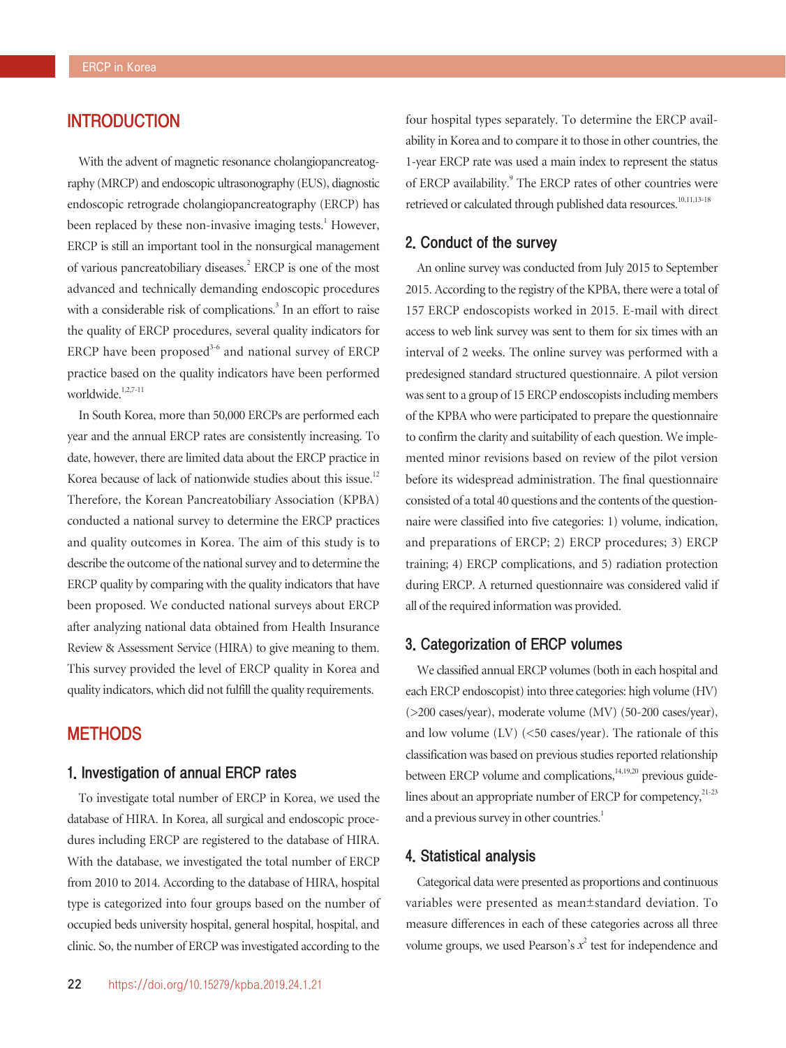## INTRODUCTION

With the advent of magnetic resonance cholangiopancreatography (MRCP) and endoscopic ultrasonography (EUS), diagnostic endoscopic retrograde cholangiopancreatography (ERCP) has been replaced by these non-invasive imaging tests.[1] However, ERCP is still an important tool in the nonsurgical management of various pancreatobiliary diseases.[2] ERCP is one of the most advanced and technically demanding endoscopic procedures with a considerable risk of complications.[3] In an effort to raise the quality of ERCP procedures, several quality indicators for ERCP have been proposed[3-6] and national survey of ERCP practice based on the quality indicators have been performed worldwide.[1,2,7-11]

In South Korea, more than 50,000 ERCPs are performed each year and the annual ERCP rates are consistently increasing. To date, however, there are limited data about the ERCP practice in Korea because of lack of nationwide studies about this issue.[12] Therefore, the Korean Pancreatobiliary Association (KPBA) conducted a national survey to determine the ERCP practices and quality outcomes in Korea. The aim of this study is to describe the outcome of the national survey and to determine the ERCP quality by comparing with the quality indicators that have been proposed. We conducted national surveys about ERCP after analyzing national data obtained from Health Insurance Review & Assessment Service (HIRA) to give meaning to them. This survey provided the level of ERCP quality in Korea and quality indicators, which did not fulfill the quality requirements.

## METHODS

### 1. Investigation of annual ERCP rates

To investigate total number of ERCP in Korea, we used the database of HIRA. In Korea, all surgical and endoscopic procedures including ERCP are registered to the database of HIRA. With the database, we investigated the total number of ERCP from 2010 to 2014. According to the database of HIRA, hospital type is categorized into four groups based on the number of occupied beds university hospital, general hospital, hospital, and clinic. So, the number of ERCP was investigated according to the four hospital types separately. To determine the ERCP availability in Korea and to compare it to those in other countries, the 1-year ERCP rate was used a main index to represent the status of ERCP availability.[9] The ERCP rates of other countries were retrieved or calculated through published data resources.[10,11,13-18]

### 2. Conduct of the survey

An online survey was conducted from July 2015 to September 2015. According to the registry of the KPBA, there were a total of 157 ERCP endoscopists worked in 2015. E-mail with direct access to web link survey was sent to them for six times with an interval of 2 weeks. The online survey was performed with a predesigned standard structured questionnaire. A pilot version was sent to a group of 15 ERCP endoscopists including members of the KPBA who were participated to prepare the questionnaire to confirm the clarity and suitability of each question. We implemented minor revisions based on review of the pilot version before its widespread administration. The final questionnaire consisted of a total 40 questions and the contents of the questionnaire were classified into five categories: 1) volume, indication, and preparations of ERCP; 2) ERCP procedures; 3) ERCP training; 4) ERCP complications, and 5) radiation protection during ERCP. A returned questionnaire was considered valid if all of the required information was provided.

### 3. Categorization of ERCP volumes

We classified annual ERCP volumes (both in each hospital and each ERCP endoscopist) into three categories: high volume (HV) (>200 cases/year), moderate volume (MV) (50-200 cases/year), and low volume (LV) (<50 cases/year). The rationale of this classification was based on previous studies reported relationship between ERCP volume and complications,[14,19,20] previous guidelines about an appropriate number of ERCP for competency,[21-23] and a previous survey in other countries.[1]

### 4. Statistical analysis

Categorical data were presented as proportions and continuous variables were presented as mean±standard deviation. To measure differences in each of these categories across all three volume groups, we used Pearson's $x^2$ test for independence and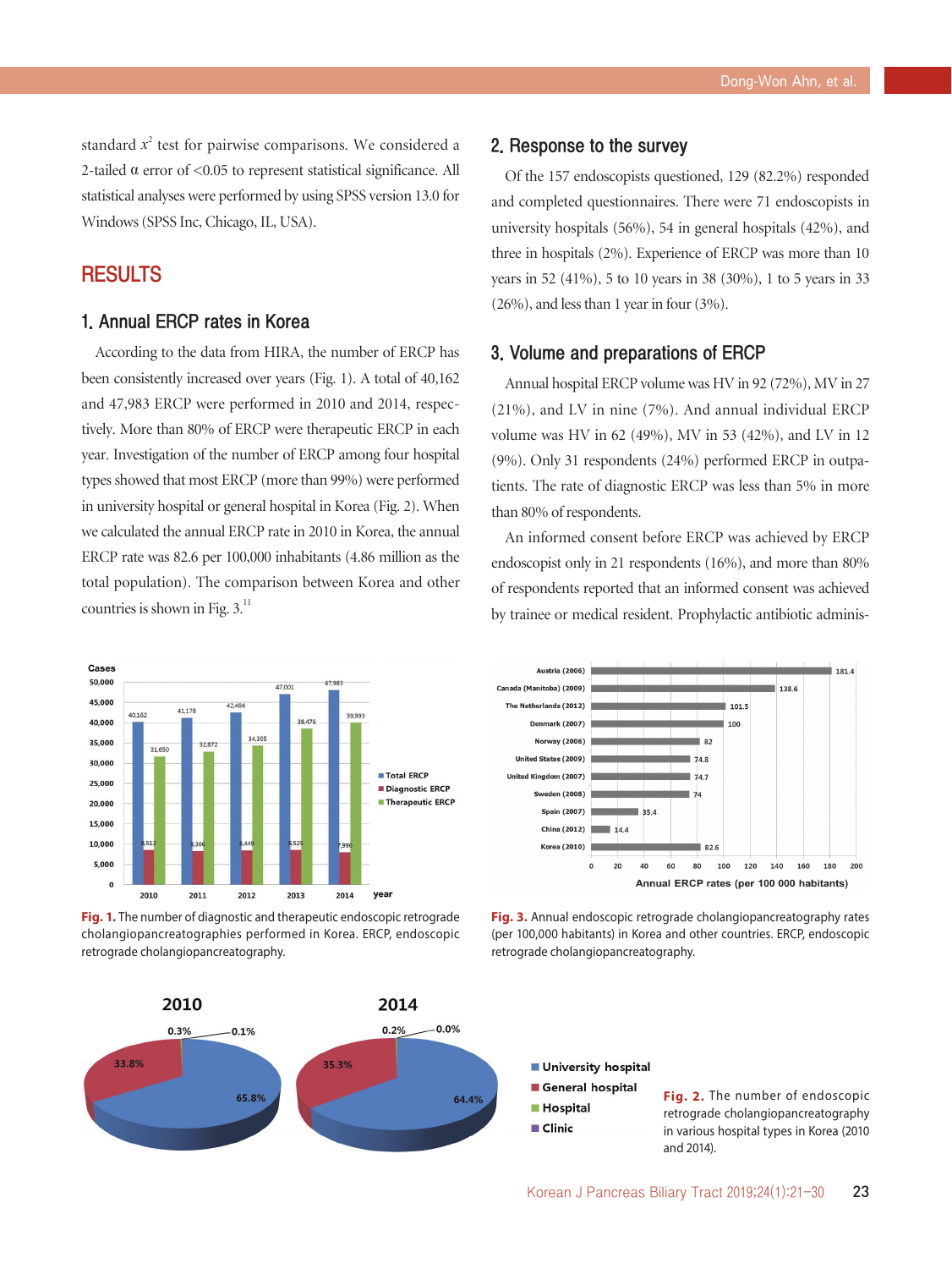standard $x^2$ test for pairwise comparisons. We considered a 2-tailed α error of <0.05 to represent statistical significance. All statistical analyses were performed by using SPSS version 13.0 for Windows (SPSS Inc, Chicago, IL, USA).

## RESULTS

### 1. Annual ERCP rates in Korea

According to the data from HIRA, the number of ERCP has been consistently increased over years (Fig. 1). A total of 40,162 and 47,983 ERCP were performed in 2010 and 2014, respectively. More than 80% of ERCP were therapeutic ERCP in each year. Investigation of the number of ERCP among four hospital types showed that most ERCP (more than 99%) were performed in university hospital or general hospital in Korea (Fig. 2). When we calculated the annual ERCP rate in 2010 in Korea, the annual ERCP rate was 82.6 per 100,000 inhabitants (4.86 million as the total population). The comparison between Korea and other countries is shown in Fig. 3.[11]

### 2. Response to the survey

Of the 157 endoscopists questioned, 129 (82.2%) responded and completed questionnaires. There were 71 endoscopists in university hospitals (56%), 54 in general hospitals (42%), and three in hospitals (2%). Experience of ERCP was more than 10 years in 52 (41%), 5 to 10 years in 38 (30%), 1 to 5 years in 33 (26%), and less than 1 year in four (3%).

### 3. Volume and preparations of ERCP

Annual hospital ERCP volume was HV in 92 (72%), MV in 27 (21%), and LV in nine (7%). And annual individual ERCP volume was HV in 62 (49%), MV in 53 (42%), and LV in 12 (9%). Only 31 respondents (24%) performed ERCP in outpatients. The rate of diagnostic ERCP was less than 5% in more than 80% of respondents.

An informed consent before ERCP was achieved by ERCP endoscopist only in 21 respondents (16%), and more than 80% of respondents reported that an informed consent was achieved by trainee or medical resident. Prophylactic antibiotic adminis-

Fig. 1. The number of diagnostic and therapeutic endoscopic retrograde cholangiopancreatographies performed in Korea. ERCP, endoscopic retrograde cholangiopancreatography.

Fig. 3. Annual endoscopic retrograde cholangiopancreatography rates (per 100,000 habitants) in Korea and other countries. ERCP, endoscopic retrograde cholangiopancreatography.

Fig. 2. The number of endoscopic retrograde cholangiopancreatography in various hospital types in Korea (2010 and 2014).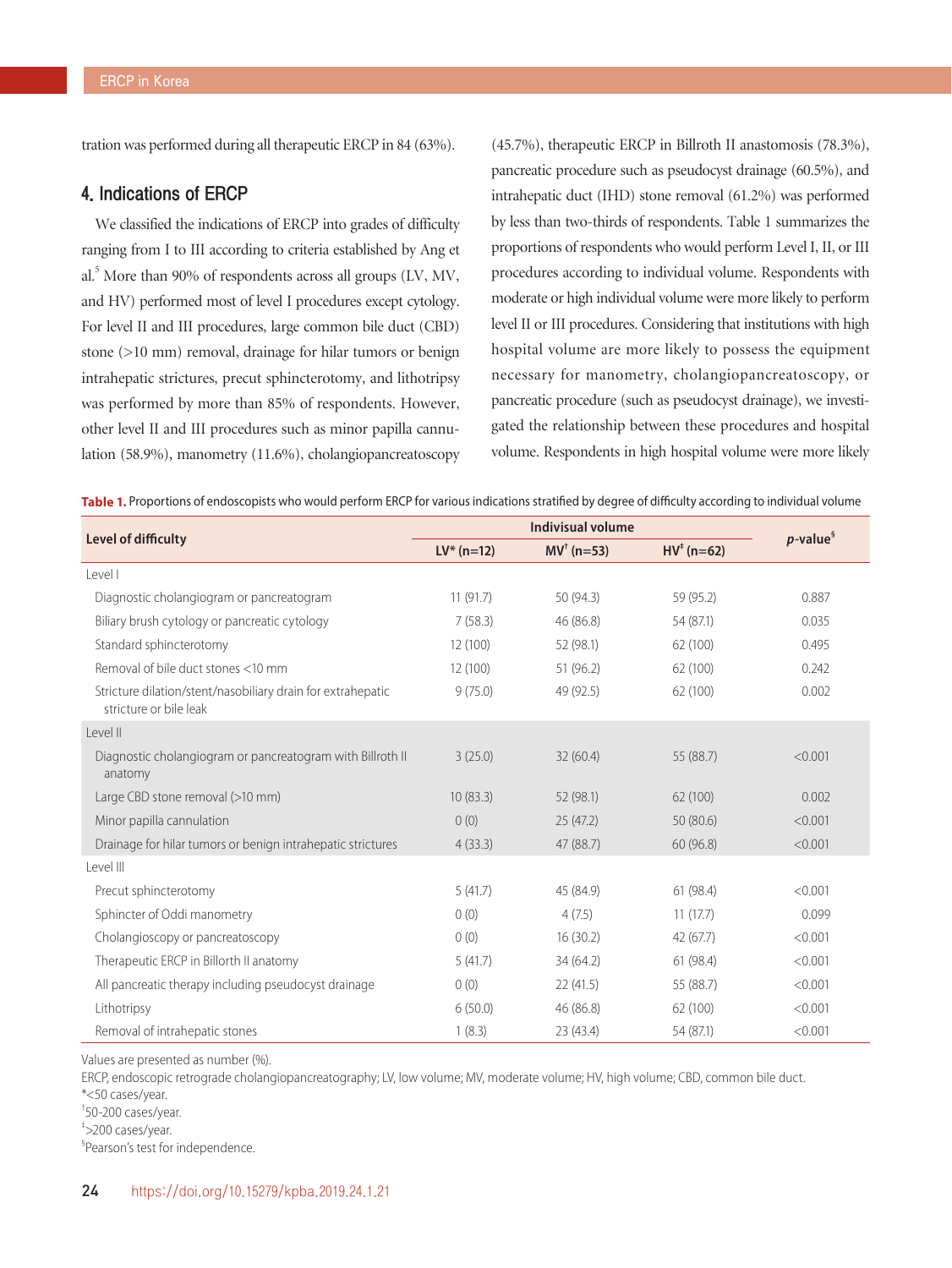tration was performed during all therapeutic ERCP in 84 (63%).

## 4. Indications of ERCP

We classified the indications of ERCP into grades of difficulty ranging from I to III according to criteria established by Ang et al.[5] More than 90% of respondents across all groups (LV, MV, and HV) performed most of level I procedures except cytology. For level II and III procedures, large common bile duct (CBD) stone (>10 mm) removal, drainage for hilar tumors or benign intrahepatic strictures, precut sphincterotomy, and lithotripsy was performed by more than 85% of respondents. However, other level II and III procedures such as minor papilla cannulation (58.9%), manometry (11.6%), cholangiopancreatoscopy (45.7%), therapeutic ERCP in Billroth II anastomosis (78.3%), pancreatic procedure such as pseudocyst drainage (60.5%), and intrahepatic duct (IHD) stone removal (61.2%) was performed by less than two-thirds of respondents. Table 1 summarizes the proportions of respondents who would perform Level I, II, or III procedures according to individual volume. Respondents with moderate or high individual volume were more likely to perform level II or III procedures. Considering that institutions with high hospital volume are more likely to possess the equipment necessary for manometry, cholangiopancreatoscopy, or pancreatic procedure (such as pseudocyst drainage), we investigated the relationship between these procedures and hospital volume. Respondents in high hospital volume were more likely

**Table 1.** Proportions of endoscopists who would perform ERCP for various indications stratified by degree of difficulty according to individual volume

| Level of difficulty | Indisivual volume | | | *p*-value[§] |
|---|---|---|---|---|
| | LV* (n=12) | MV[†] (n=53) | HV[‡] (n=62) | |
| Level I | | | | |
| Diagnostic cholangiogram or pancreatogram | 11 (91.7) | 50 (94.3) | 59 (95.2) | 0.887 |
| Biliary brush cytology or pancreatic cytology | 7 (58.3) | 46 (86.8) | 54 (87.1) | 0.035 |
| Standard sphincterotomy | 12 (100) | 52 (98.1) | 62 (100) | 0.495 |
| Removal of bile duct stones <10 mm | 12 (100) | 51 (96.2) | 62 (100) | 0.242 |
| Stricture dilation/stent/nasobiliary drain for extrahepatic stricture or bile leak | 9 (75.0) | 49 (92.5) | 62 (100) | 0.002 |
| Level II | | | | |
| Diagnostic cholangiogram or pancreatogram with Billroth II anatomy | 3 (25.0) | 32 (60.4) | 55 (88.7) | <0.001 |
| Large CBD stone removal (>10 mm) | 10 (83.3) | 52 (98.1) | 62 (100) | 0.002 |
| Minor papilla cannulation | 0 (0) | 25 (47.2) | 50 (80.6) | <0.001 |
| Drainage for hilar tumors or benign intrahepatic strictures | 4 (33.3) | 47 (88.7) | 60 (96.8) | <0.001 |
| Level III | | | | |
| Precut sphincterotomy | 5 (41.7) | 45 (84.9) | 61 (98.4) | <0.001 |
| Sphincter of Oddi manometry | 0 (0) | 4 (7.5) | 11 (17.7) | 0.099 |
| Cholangioscopy or pancreatoscopy | 0 (0) | 16 (30.2) | 42 (67.7) | <0.001 |
| Therapeutic ERCP in Billorth II anatomy | 5 (41.7) | 34 (64.2) | 61 (98.4) | <0.001 |
| All pancreatic therapy including pseudocyst drainage | 0 (0) | 22 (41.5) | 55 (88.7) | <0.001 |
| Lithotripsy | 6 (50.0) | 46 (86.8) | 62 (100) | <0.001 |
| Removal of intrahepatic stones | 1 (8.3) | 23 (43.4) | 54 (87.1) | <0.001 |

Values are presented as number (%).
ERCP, endoscopic retrograde cholangiopancreatography; LV, low volume; MV, moderate volume; HV, high volume; CBD, common bile duct.
*<50 cases/year.
[†]50-200 cases/year.
[‡]>200 cases/year.
[§]Pearson's test for independence.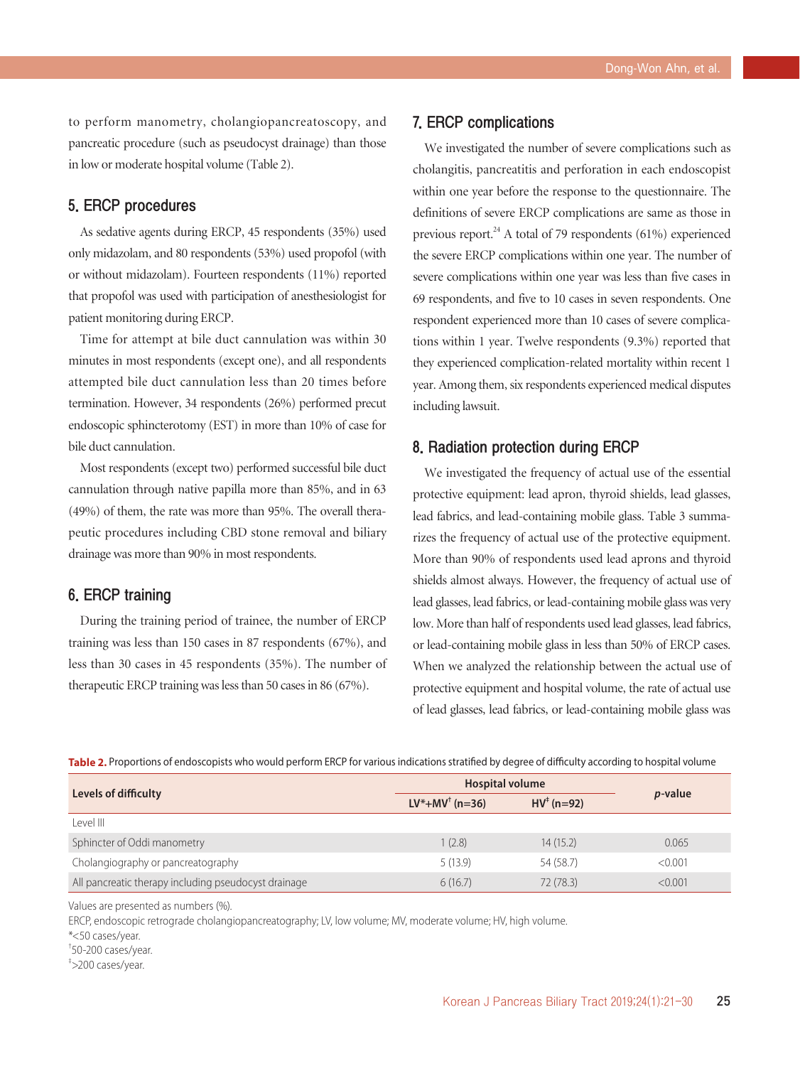to perform manometry, cholangiopancreatoscopy, and pancreatic procedure (such as pseudocyst drainage) than those in low or moderate hospital volume (Table 2).

## 5. ERCP procedures

As sedative agents during ERCP, 45 respondents (35%) used only midazolam, and 80 respondents (53%) used propofol (with or without midazolam). Fourteen respondents (11%) reported that propofol was used with participation of anesthesiologist for patient monitoring during ERCP.

Time for attempt at bile duct cannulation was within 30 minutes in most respondents (except one), and all respondents attempted bile duct cannulation less than 20 times before termination. However, 34 respondents (26%) performed precut endoscopic sphincterotomy (EST) in more than 10% of case for bile duct cannulation.

Most respondents (except two) performed successful bile duct cannulation through native papilla more than 85%, and in 63 (49%) of them, the rate was more than 95%. The overall therapeutic procedures including CBD stone removal and biliary drainage was more than 90% in most respondents.

## 6. ERCP training

During the training period of trainee, the number of ERCP training was less than 150 cases in 87 respondents (67%), and less than 30 cases in 45 respondents (35%). The number of therapeutic ERCP training was less than 50 cases in 86 (67%).

## 7. ERCP complications

We investigated the number of severe complications such as cholangitis, pancreatitis and perforation in each endoscopist within one year before the response to the questionnaire. The definitions of severe ERCP complications are same as those in previous report.[24] A total of 79 respondents (61%) experienced the severe ERCP complications within one year. The number of severe complications within one year was less than five cases in 69 respondents, and five to 10 cases in seven respondents. One respondent experienced more than 10 cases of severe complications within 1 year. Twelve respondents (9.3%) reported that they experienced complication-related mortality within recent 1 year. Among them, six respondents experienced medical disputes including lawsuit.

## 8. Radiation protection during ERCP

We investigated the frequency of actual use of the essential protective equipment: lead apron, thyroid shields, lead glasses, lead fabrics, and lead-containing mobile glass. Table 3 summarizes the frequency of actual use of the protective equipment. More than 90% of respondents used lead aprons and thyroid shields almost always. However, the frequency of actual use of lead glasses, lead fabrics, or lead-containing mobile glass was very low. More than half of respondents used lead glasses, lead fabrics, or lead-containing mobile glass in less than 50% of ERCP cases. When we analyzed the relationship between the actual use of protective equipment and hospital volume, the rate of actual use of lead glasses, lead fabrics, or lead-containing mobile glass was

**Table 2.** Proportions of endoscopists who would perform ERCP for various indications stratified by degree of difficulty according to hospital volume

| Levels of difficulty | Hospital volume | | *p*-value |
|---|---|---|---|
| | LV*+MV† (n=36) | HV‡ (n=92) | |
| Level III | | | |
| Sphincter of Oddi manometry | 1 (2.8) | 14 (15.2) | 0.065 |
| Cholangiography or pancreatography | 5 (13.9) | 54 (58.7) | <0.001 |
| All pancreatic therapy including pseudocyst drainage | 6 (16.7) | 72 (78.3) | <0.001 |

Values are presented as numbers (%).
ERCP, endoscopic retrograde cholangiopancreatography; LV, low volume; MV, moderate volume; HV, high volume.
*<50 cases/year.
†50-200 cases/year.
‡>200 cases/year.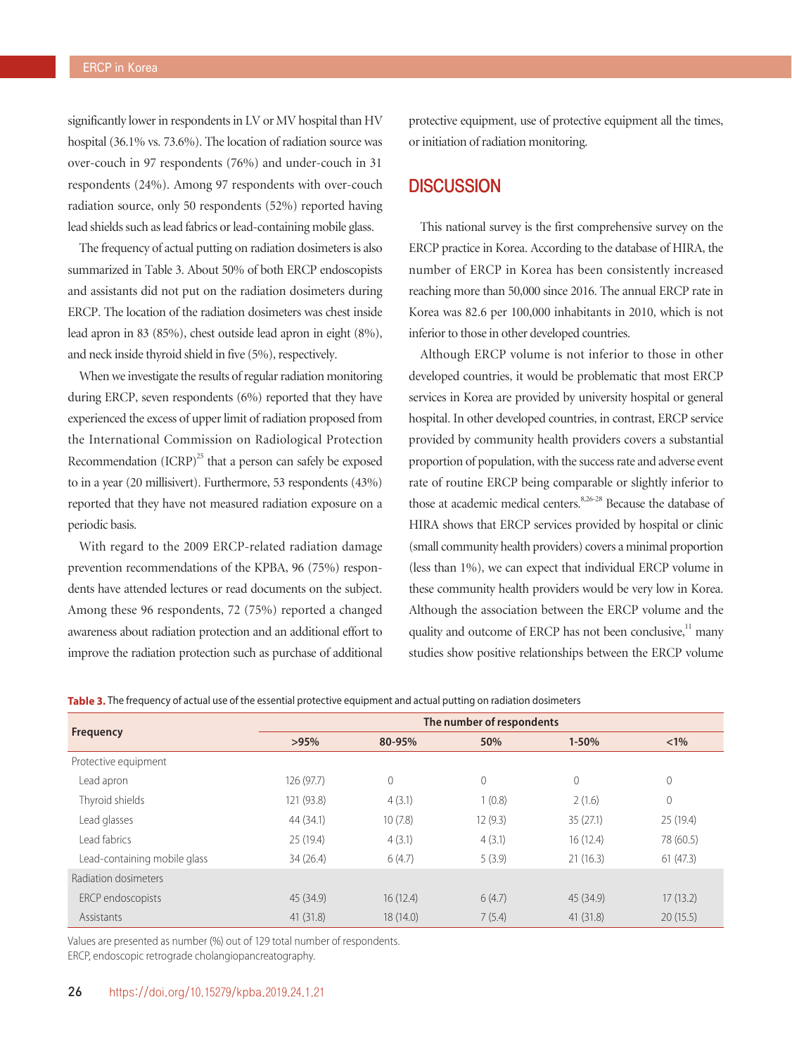significantly lower in respondents in LV or MV hospital than HV hospital (36.1% vs. 73.6%). The location of radiation source was over-couch in 97 respondents (76%) and under-couch in 31 respondents (24%). Among 97 respondents with over-couch radiation source, only 50 respondents (52%) reported having lead shields such as lead fabrics or lead-containing mobile glass.

The frequency of actual putting on radiation dosimeters is also summarized in Table 3. About 50% of both ERCP endoscopists and assistants did not put on the radiation dosimeters during ERCP. The location of the radiation dosimeters was chest inside lead apron in 83 (85%), chest outside lead apron in eight (8%), and neck inside thyroid shield in five (5%), respectively.

When we investigate the results of regular radiation monitoring during ERCP, seven respondents (6%) reported that they have experienced the excess of upper limit of radiation proposed from the International Commission on Radiological Protection Recommendation (ICRP)[25] that a person can safely be exposed to in a year (20 millisivert). Furthermore, 53 respondents (43%) reported that they have not measured radiation exposure on a periodic basis.

With regard to the 2009 ERCP-related radiation damage prevention recommendations of the KPBA, 96 (75%) respondents have attended lectures or read documents on the subject. Among these 96 respondents, 72 (75%) reported a changed awareness about radiation protection and an additional effort to improve the radiation protection such as purchase of additional protective equipment, use of protective equipment all the times, or initiation of radiation monitoring.

## DISCUSSION

This national survey is the first comprehensive survey on the ERCP practice in Korea. According to the database of HIRA, the number of ERCP in Korea has been consistently increased reaching more than 50,000 since 2016. The annual ERCP rate in Korea was 82.6 per 100,000 inhabitants in 2010, which is not inferior to those in other developed countries.

Although ERCP volume is not inferior to those in other developed countries, it would be problematic that most ERCP services in Korea are provided by university hospital or general hospital. In other developed countries, in contrast, ERCP service provided by community health providers covers a substantial proportion of population, with the success rate and adverse event rate of routine ERCP being comparable or slightly inferior to those at academic medical centers.[8,26-28] Because the database of HIRA shows that ERCP services provided by hospital or clinic (small community health providers) covers a minimal proportion (less than 1%), we can expect that individual ERCP volume in these community health providers would be very low in Korea. Although the association between the ERCP volume and the quality and outcome of ERCP has not been conclusive,[11] many studies show positive relationships between the ERCP volume

**Table 3.** The frequency of actual use of the essential protective equipment and actual putting on radiation dosimeters

| Frequency | The number of respondents | | | | |
|---|---|---|---|---|---|
| | >95% | 80-95% | 50% | 1-50% | <1% |
| Protective equipment | | | | | |
| Lead apron | 126 (97.7) | 0 | 0 | 0 | 0 |
| Thyroid shields | 121 (93.8) | 4 (3.1) | 1 (0.8) | 2 (1.6) | 0 |
| Lead glasses | 44 (34.1) | 10 (7.8) | 12 (9.3) | 35 (27.1) | 25 (19.4) |
| Lead fabrics | 25 (19.4) | 4 (3.1) | 4 (3.1) | 16 (12.4) | 78 (60.5) |
| Lead-containing mobile glass | 34 (26.4) | 6 (4.7) | 5 (3.9) | 21 (16.3) | 61 (47.3) |
| Radiation dosimeters | | | | | |
| ERCP endoscopists | 45 (34.9) | 16 (12.4) | 6 (4.7) | 45 (34.9) | 17 (13.2) |
| Assistants | 41 (31.8) | 18 (14.0) | 7 (5.4) | 41 (31.8) | 20 (15.5) |

Values are presented as number (%) out of 129 total number of respondents.
ERCP, endoscopic retrograde cholangiopancreatography.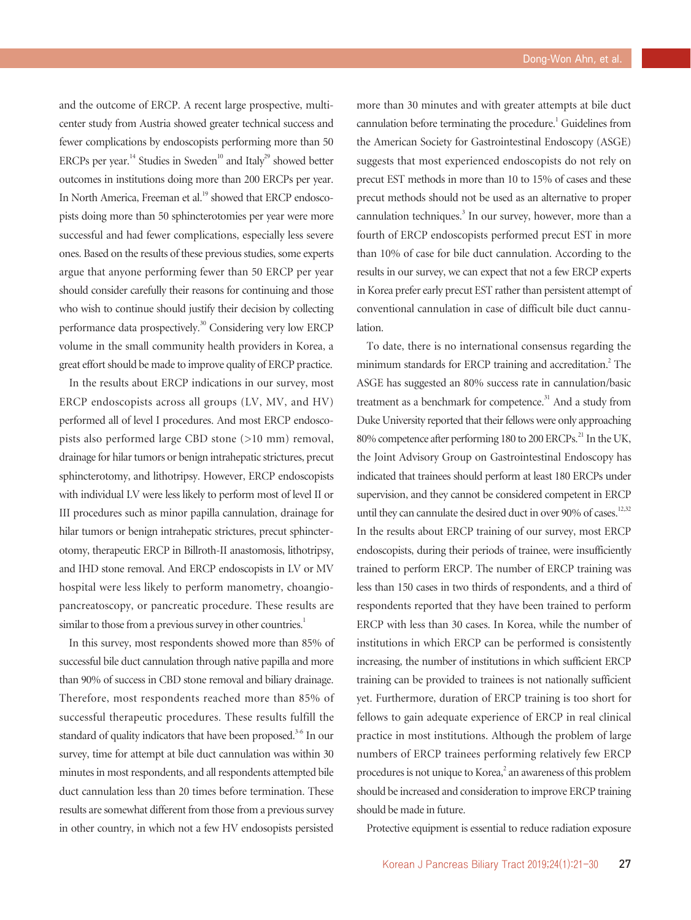and the outcome of ERCP. A recent large prospective, multicenter study from Austria showed greater technical success and fewer complications by endoscopists performing more than 50 ERCPs per year.[14] Studies in Sweden[10] and Italy[29] showed better outcomes in institutions doing more than 200 ERCPs per year. In North America, Freeman et al.[19] showed that ERCP endoscopists doing more than 50 sphincterotomies per year were more successful and had fewer complications, especially less severe ones. Based on the results of these previous studies, some experts argue that anyone performing fewer than 50 ERCP per year should consider carefully their reasons for continuing and those who wish to continue should justify their decision by collecting performance data prospectively.[30] Considering very low ERCP volume in the small community health providers in Korea, a great effort should be made to improve quality of ERCP practice.

In the results about ERCP indications in our survey, most ERCP endoscopists across all groups (LV, MV, and HV) performed all of level I procedures. And most ERCP endoscopists also performed large CBD stone (>10 mm) removal, drainage for hilar tumors or benign intrahepatic strictures, precut sphincterotomy, and lithotripsy. However, ERCP endoscopists with individual LV were less likely to perform most of level II or III procedures such as minor papilla cannulation, drainage for hilar tumors or benign intrahepatic strictures, precut sphincterotomy, therapeutic ERCP in Billroth-II anastomosis, lithotripsy, and IHD stone removal. And ERCP endoscopists in LV or MV hospital were less likely to perform manometry, choangiopancreatoscopy, or pancreatic procedure. These results are similar to those from a previous survey in other countries.[1]

In this survey, most respondents showed more than 85% of successful bile duct cannulation through native papilla and more than 90% of success in CBD stone removal and biliary drainage. Therefore, most respondents reached more than 85% of successful therapeutic procedures. These results fulfill the standard of quality indicators that have been proposed.[3-6] In our survey, time for attempt at bile duct cannulation was within 30 minutes in most respondents, and all respondents attempted bile duct cannulation less than 20 times before termination. These results are somewhat different from those from a previous survey in other country, in which not a few HV endosopists persisted more than 30 minutes and with greater attempts at bile duct cannulation before terminating the procedure.[1] Guidelines from the American Society for Gastrointestinal Endoscopy (ASGE) suggests that most experienced endoscopists do not rely on precut EST methods in more than 10 to 15% of cases and these precut methods should not be used as an alternative to proper cannulation techniques.[3] In our survey, however, more than a fourth of ERCP endoscopists performed precut EST in more than 10% of case for bile duct cannulation. According to the results in our survey, we can expect that not a few ERCP experts in Korea prefer early precut EST rather than persistent attempt of conventional cannulation in case of difficult bile duct cannulation.

To date, there is no international consensus regarding the minimum standards for ERCP training and accreditation.[2] The ASGE has suggested an 80% success rate in cannulation/basic treatment as a benchmark for competence.[31] And a study from Duke University reported that their fellows were only approaching 80% competence after performing 180 to 200 ERCPs.[21] In the UK, the Joint Advisory Group on Gastrointestinal Endoscopy has indicated that trainees should perform at least 180 ERCPs under supervision, and they cannot be considered competent in ERCP until they can cannulate the desired duct in over 90% of cases.[12,32] In the results about ERCP training of our survey, most ERCP endoscopists, during their periods of trainee, were insufficiently trained to perform ERCP. The number of ERCP training was less than 150 cases in two thirds of respondents, and a third of respondents reported that they have been trained to perform ERCP with less than 30 cases. In Korea, while the number of institutions in which ERCP can be performed is consistently increasing, the number of institutions in which sufficient ERCP training can be provided to trainees is not nationally sufficient yet. Furthermore, duration of ERCP training is too short for fellows to gain adequate experience of ERCP in real clinical practice in most institutions. Although the problem of large numbers of ERCP trainees performing relatively few ERCP procedures is not unique to Korea,[2] an awareness of this problem should be increased and consideration to improve ERCP training should be made in future.

Protective equipment is essential to reduce radiation exposure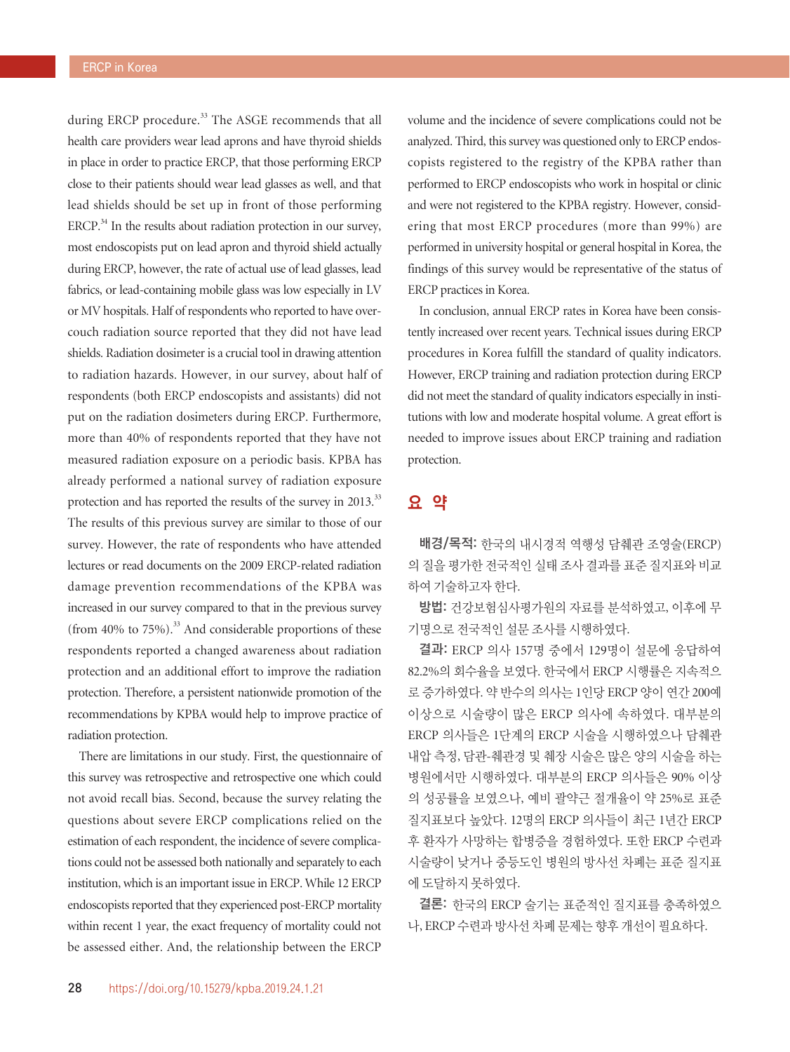during ERCP procedure.[33] The ASGE recommends that all health care providers wear lead aprons and have thyroid shields in place in order to practice ERCP, that those performing ERCP close to their patients should wear lead glasses as well, and that lead shields should be set up in front of those performing ERCP.[34] In the results about radiation protection in our survey, most endoscopists put on lead apron and thyroid shield actually during ERCP, however, the rate of actual use of lead glasses, lead fabrics, or lead-containing mobile glass was low especially in LV or MV hospitals. Half of respondents who reported to have over-couch radiation source reported that they did not have lead shields. Radiation dosimeter is a crucial tool in drawing attention to radiation hazards. However, in our survey, about half of respondents (both ERCP endoscopists and assistants) did not put on the radiation dosimeters during ERCP. Furthermore, more than 40% of respondents reported that they have not measured radiation exposure on a periodic basis. KPBA has already performed a national survey of radiation exposure protection and has reported the results of the survey in 2013.[33] The results of this previous survey are similar to those of our survey. However, the rate of respondents who have attended lectures or read documents on the 2009 ERCP-related radiation damage prevention recommendations of the KPBA was increased in our survey compared to that in the previous survey (from 40% to 75%).[33] And considerable proportions of these respondents reported a changed awareness about radiation protection and an additional effort to improve the radiation protection. Therefore, a persistent nationwide promotion of the recommendations by KPBA would help to improve practice of radiation protection.

There are limitations in our study. First, the questionnaire of this survey was retrospective and retrospective one which could not avoid recall bias. Second, because the survey relating the questions about severe ERCP complications relied on the estimation of each respondent, the incidence of severe complications could not be assessed both nationally and separately to each institution, which is an important issue in ERCP. While 12 ERCP endoscopists reported that they experienced post-ERCP mortality within recent 1 year, the exact frequency of mortality could not be assessed either. And, the relationship between the ERCP volume and the incidence of severe complications could not be analyzed. Third, this survey was questioned only to ERCP endoscopists registered to the registry of the KPBA rather than performed to ERCP endoscopists who work in hospital or clinic and were not registered to the KPBA registry. However, considering that most ERCP procedures (more than 99%) are performed in university hospital or general hospital in Korea, the findings of this survey would be representative of the status of ERCP practices in Korea.

In conclusion, annual ERCP rates in Korea have been consistently increased over recent years. Technical issues during ERCP procedures in Korea fulfill the standard of quality indicators. However, ERCP training and radiation protection during ERCP did not meet the standard of quality indicators especially in institutions with low and moderate hospital volume. A great effort is needed to improve issues about ERCP training and radiation protection.

## 요 약

**배경/목적:** 한국의 내시경적 역행성 담췌관 조영술(ERCP)의 질을 평가한 전국적인 실태 조사 결과를 표준 질지표와 비교하여 기술하고자 한다.

**방법:** 건강보험심사평가원의 자료를 분석하였고, 이후에 무기명으로 전국적인 설문 조사를 시행하였다.

**결과:** ERCP 의사 157명 중에서 129명이 설문에 응답하여 82.2%의 회수율을 보였다. 한국에서 ERCP 시행률은 지속적으로 증가하였다. 약 반수의 의사는 1인당 ERCP 양이 연간 200예 이상으로 시술량이 많은 ERCP 의사에 속하였다. 대부분의 ERCP 의사들은 1단계의 ERCP 시술을 시행하였으나 담췌관 내압 측정, 담관-췌관경 및 췌장 시술은 많은 양의 시술을 하는 병원에서만 시행하였다. 대부분의 ERCP 의사들은 90% 이상의 성공률을 보였으나, 예비 괄약근 절개율이 약 25%로 표준 질지표보다 높았다. 12명의 ERCP 의사들이 최근 1년간 ERCP 후 환자가 사망하는 합병증을 경험하였다. 또한 ERCP 수련과 시술량이 낮거나 중등도인 병원의 방사선 차폐는 표준 질지표에 도달하지 못하였다.

**결론:** 한국의 ERCP 술기는 표준적인 질지표를 충족하였으나, ERCP 수련과 방사선 차폐 문제는 향후 개선이 필요하다.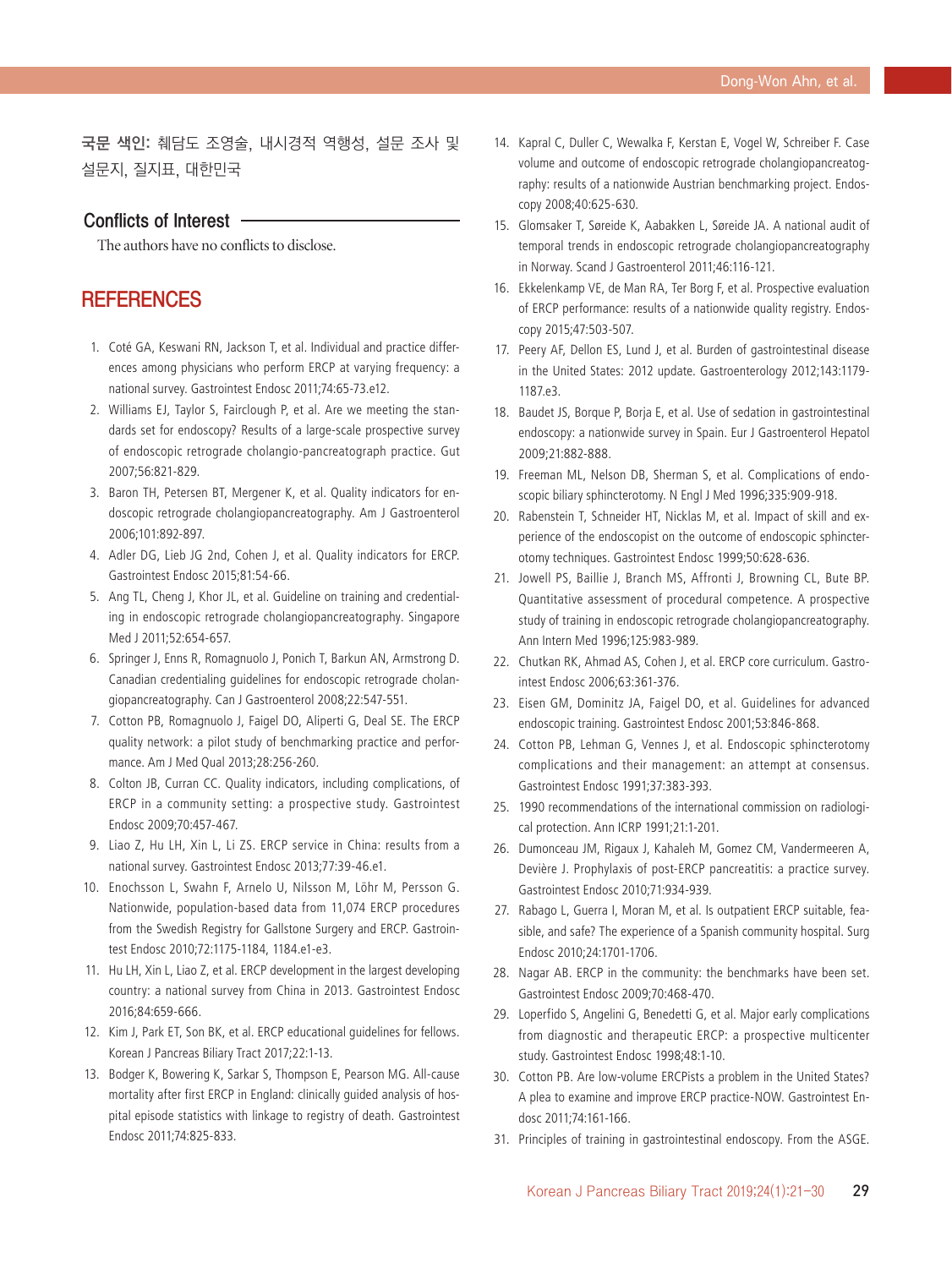**국문 색인:** 췌담도 조영술, 내시경적 역행성, 설문 조사 및 설문지, 질지표, 대한민국

## Conflicts of Interest

The authors have no conflicts to disclose.

## REFERENCES

1. Coté GA, Keswani RN, Jackson T, et al. Individual and practice differences among physicians who perform ERCP at varying frequency: a national survey. Gastrointest Endosc 2011;74:65-73.e12.
2. Williams EJ, Taylor S, Fairclough P, et al. Are we meeting the standards set for endoscopy? Results of a large-scale prospective survey of endoscopic retrograde cholangio-pancreatograph practice. Gut 2007;56:821-829.
3. Baron TH, Petersen BT, Mergener K, et al. Quality indicators for endoscopic retrograde cholangiopancreatography. Am J Gastroenterol 2006;101:892-897.
4. Adler DG, Lieb JG 2nd, Cohen J, et al. Quality indicators for ERCP. Gastrointest Endosc 2015;81:54-66.
5. Ang TL, Cheng J, Khor JL, et al. Guideline on training and credentialing in endoscopic retrograde cholangiopancreatography. Singapore Med J 2011;52:654-657.
6. Springer J, Enns R, Romagnuolo J, Ponich T, Barkun AN, Armstrong D. Canadian credentialing guidelines for endoscopic retrograde cholangiopancreatography. Can J Gastroenterol 2008;22:547-551.
7. Cotton PB, Romagnuolo J, Faigel DO, Aliperti G, Deal SE. The ERCP quality network: a pilot study of benchmarking practice and performance. Am J Med Qual 2013;28:256-260.
8. Colton JB, Curran CC. Quality indicators, including complications, of ERCP in a community setting: a prospective study. Gastrointest Endosc 2009;70:457-467.
9. Liao Z, Hu LH, Xin L, Li ZS. ERCP service in China: results from a national survey. Gastrointest Endosc 2013;77:39-46.e1.
10. Enochsson L, Swahn F, Arnelo U, Nilsson M, Löhr M, Persson G. Nationwide, population-based data from 11,074 ERCP procedures from the Swedish Registry for Gallstone Surgery and ERCP. Gastrointest Endosc 2010;72:1175-1184, 1184.e1-e3.
11. Hu LH, Xin L, Liao Z, et al. ERCP development in the largest developing country: a national survey from China in 2013. Gastrointest Endosc 2016;84:659-666.
12. Kim J, Park ET, Son BK, et al. ERCP educational guidelines for fellows. Korean J Pancreas Biliary Tract 2017;22:1-13.
13. Bodger K, Bowering K, Sarkar S, Thompson E, Pearson MG. All-cause mortality after first ERCP in England: clinically guided analysis of hospital episode statistics with linkage to registry of death. Gastrointest Endosc 2011;74:825-833.
14. Kapral C, Duller C, Wewalka F, Kerstan E, Vogel W, Schreiber F. Case volume and outcome of endoscopic retrograde cholangiopancreatography: results of a nationwide Austrian benchmarking project. Endoscopy 2008;40:625-630.
15. Glomsaker T, Søreide K, Aabakken L, Søreide JA. A national audit of temporal trends in endoscopic retrograde cholangiopancreatography in Norway. Scand J Gastroenterol 2011;46:116-121.
16. Ekkelenkamp VE, de Man RA, Ter Borg F, et al. Prospective evaluation of ERCP performance: results of a nationwide quality registry. Endoscopy 2015;47:503-507.
17. Peery AF, Dellon ES, Lund J, et al. Burden of gastrointestinal disease in the United States: 2012 update. Gastroenterology 2012;143:1179-1187.e3.
18. Baudet JS, Borque P, Borja E, et al. Use of sedation in gastrointestinal endoscopy: a nationwide survey in Spain. Eur J Gastroenterol Hepatol 2009;21:882-888.
19. Freeman ML, Nelson DB, Sherman S, et al. Complications of endoscopic biliary sphincterotomy. N Engl J Med 1996;335:909-918.
20. Rabenstein T, Schneider HT, Nicklas M, et al. Impact of skill and experience of the endoscopist on the outcome of endoscopic sphincterotomy techniques. Gastrointest Endosc 1999;50:628-636.
21. Jowell PS, Baillie J, Branch MS, Affronti J, Browning CL, Bute BP. Quantitative assessment of procedural competence. A prospective study of training in endoscopic retrograde cholangiopancreatography. Ann Intern Med 1996;125:983-989.
22. Chutkan RK, Ahmad AS, Cohen J, et al. ERCP core curriculum. Gastrointest Endosc 2006;63:361-376.
23. Eisen GM, Dominitz JA, Faigel DO, et al. Guidelines for advanced endoscopic training. Gastrointest Endosc 2001;53:846-868.
24. Cotton PB, Lehman G, Vennes J, et al. Endoscopic sphincterotomy complications and their management: an attempt at consensus. Gastrointest Endosc 1991;37:383-393.
25. 1990 recommendations of the international commission on radiological protection. Ann ICRP 1991;21:1-201.
26. Dumonceau JM, Rigaux J, Kahaleh M, Gomez CM, Vandermeeren A, Devière J. Prophylaxis of post-ERCP pancreatitis: a practice survey. Gastrointest Endosc 2010;71:934-939.
27. Rabago L, Guerra I, Moran M, et al. Is outpatient ERCP suitable, feasible, and safe? The experience of a Spanish community hospital. Surg Endosc 2010;24:1701-1706.
28. Nagar AB. ERCP in the community: the benchmarks have been set. Gastrointest Endosc 2009;70:468-470.
29. Loperfido S, Angelini G, Benedetti G, et al. Major early complications from diagnostic and therapeutic ERCP: a prospective multicenter study. Gastrointest Endosc 1998;48:1-10.
30. Cotton PB. Are low-volume ERCPists a problem in the United States? A plea to examine and improve ERCP practice-NOW. Gastrointest Endosc 2011;74:161-166.
31. Principles of training in gastrointestinal endoscopy. From the ASGE.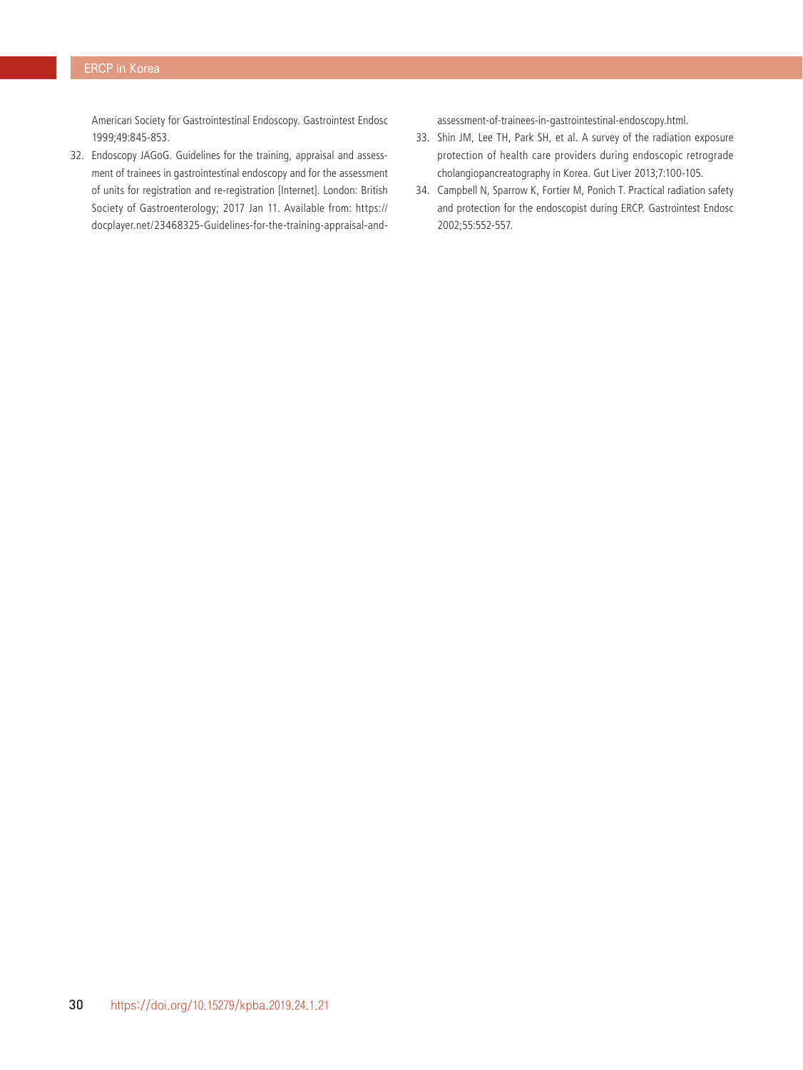American Society for Gastrointestinal Endoscopy. Gastrointest Endosc 1999;49:845-853.

32. Endoscopy JAGoG. Guidelines for the training, appraisal and assessment of trainees in gastrointestinal endoscopy and for the assessment of units for registration and re-registration [Internet]. London: British Society of Gastroenterology; 2017 Jan 11. Available from: https://docplayer.net/23468325-Guidelines-for-the-training-appraisal-and-assessment-of-trainees-in-gastrointestinal-endoscopy.html.
33. Shin JM, Lee TH, Park SH, et al. A survey of the radiation exposure protection of health care providers during endoscopic retrograde cholangiopancreatography in Korea. Gut Liver 2013;7:100-105.
34. Campbell N, Sparrow K, Fortier M, Ponich T. Practical radiation safety and protection for the endoscopist during ERCP. Gastrointest Endosc 2002;55:552-557.